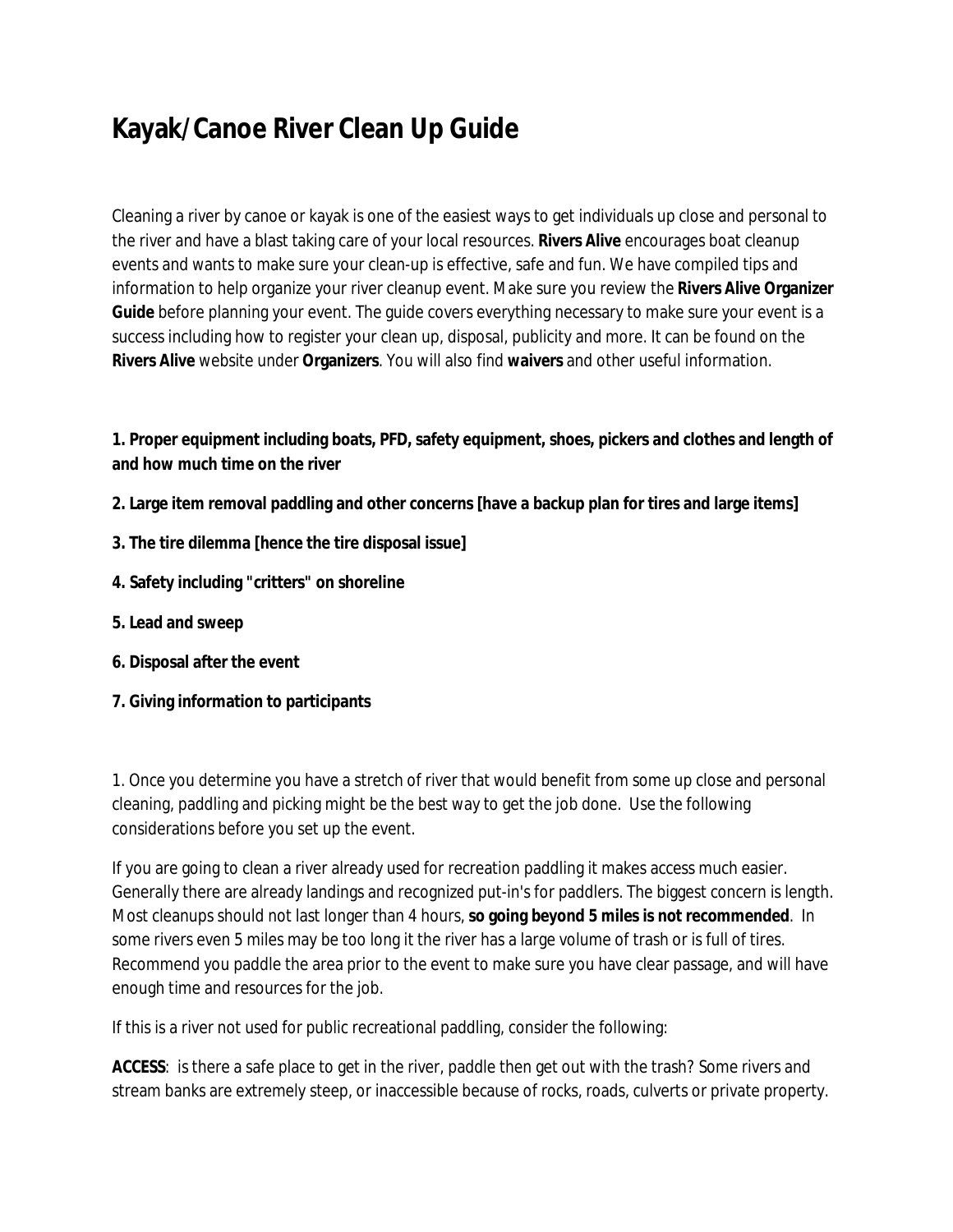# Kayak/Canoe River Clean Up Guide

Cleaning a river by canoe or kayak is one of the easiest ways to get individuals up close and personal to the river and have a blast taking care of your local resources. **Rivers Alive** encourages boat cleanup events and wants to make sure your clean-up is effective, safe and fun. We have compiled tips and information to help organize your river cleanup event. Make sure you review the **Rivers Alive Organizer Guide** before planning your event. The guide covers everything necessary to make sure your event is a success including how to register your clean up, disposal, publicity and more. It can be found on the **Rivers Alive** website under **Organizers**. You will also find **waivers** and other useful information.

**1. Proper equipment including boats, PFD, safety equipment, shoes, pickers and clothes and length of and how much time on the river**

**2. Large item removal paddling and other concerns [have a backup plan for tires and large items]**

**3. The tire dilemma [hence the tire disposal issue]**

**4. Safety including "critters" on shoreline**

**5. Lead and sweep**

**6. Disposal after the event**

**7. Giving information to participants**

1. Once you determine you have a stretch of river that would benefit from some up close and personal cleaning, paddling and picking might be the best way to get the job done. Use the following considerations before you set up the event.

If you are going to clean a river already used for recreation paddling it makes access much easier. Generally there are already landings and recognized put-in's for paddlers. The biggest concern is length. Most cleanups should not last longer than 4 hours, **so going beyond 5 miles is not recommended**. In some rivers even 5 miles may be too long it the river has a large volume of trash or is full of tires. Recommend you paddle the area prior to the event to make sure you have clear passage, and will have enough time and resources for the job.

If this is a river not used for public recreational paddling, consider the following:

**ACCESS**: is there a safe place to get in the river, paddle then get out with the trash? Some rivers and stream banks are extremely steep, or inaccessible because of rocks, roads, culverts or private property.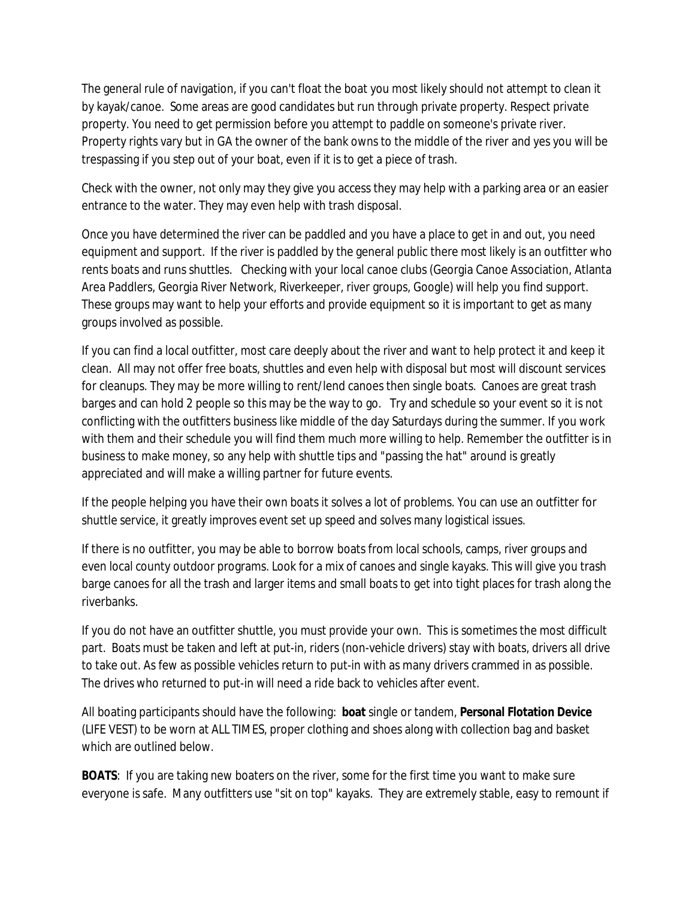The general rule of navigation, if you can't float the boat you most likely should not attempt to clean it by kayak/canoe. Some areas are good candidates but run through private property. Respect private property. You need to get permission before you attempt to paddle on someone's private river. Property rights vary but in GA the owner of the bank owns to the middle of the river and yes you will be trespassing if you step out of your boat, even if it is to get a piece of trash.

Check with the owner, not only may they give you access they may help with a parking area or an easier entrance to the water. They may even help with trash disposal.

Once you have determined the river can be paddled and you have a place to get in and out, you need equipment and support. If the river is paddled by the general public there most likely is an outfitter who rents boats and runs shuttles. Checking with your local canoe clubs (Georgia Canoe Association, Atlanta Area Paddlers, Georgia River Network, Riverkeeper, river groups, Google) will help you find support. These groups may want to help your efforts and provide equipment so it is important to get as many groups involved as possible.

If you can find a local outfitter, most care deeply about the river and want to help protect it and keep it clean. All may not offer free boats, shuttles and even help with disposal but most will discount services for cleanups. They may be more willing to rent/lend canoes then single boats. Canoes are great trash barges and can hold 2 people so this may be the way to go. Try and schedule so your event so it is not conflicting with the outfitters business like middle of the day Saturdays during the summer. If you work with them and their schedule you will find them much more willing to help. Remember the outfitter is in business to make money, so any help with shuttle tips and "passing the hat" around is greatly appreciated and will make a willing partner for future events.

If the people helping you have their own boats it solves a lot of problems. You can use an outfitter for shuttle service, it greatly improves event set up speed and solves many logistical issues.

If there is no outfitter, you may be able to borrow boats from local schools, camps, river groups and even local county outdoor programs. Look for a mix of canoes and single kayaks. This will give you trash barge canoes for all the trash and larger items and small boats to get into tight places for trash along the riverbanks.

If you do not have an outfitter shuttle, you must provide your own. This is sometimes the most difficult part. Boats must be taken and left at put-in, riders (non-vehicle drivers) stay with boats, drivers all drive to take out. As few as possible vehicles return to put-in with as many drivers crammed in as possible. The drives who returned to put-in will need a ride back to vehicles after event.

All boating participants should have the following: **boat** single or tandem, **Personal Flotation Device** (LIFE VEST) to be worn at ALL TIMES, proper clothing and shoes along with collection bag and basket which are outlined below.

**BOATS**: If you are taking new boaters on the river, some for the first time you want to make sure everyone is safe. Many outfitters use "sit on top" kayaks. They are extremely stable, easy to remount if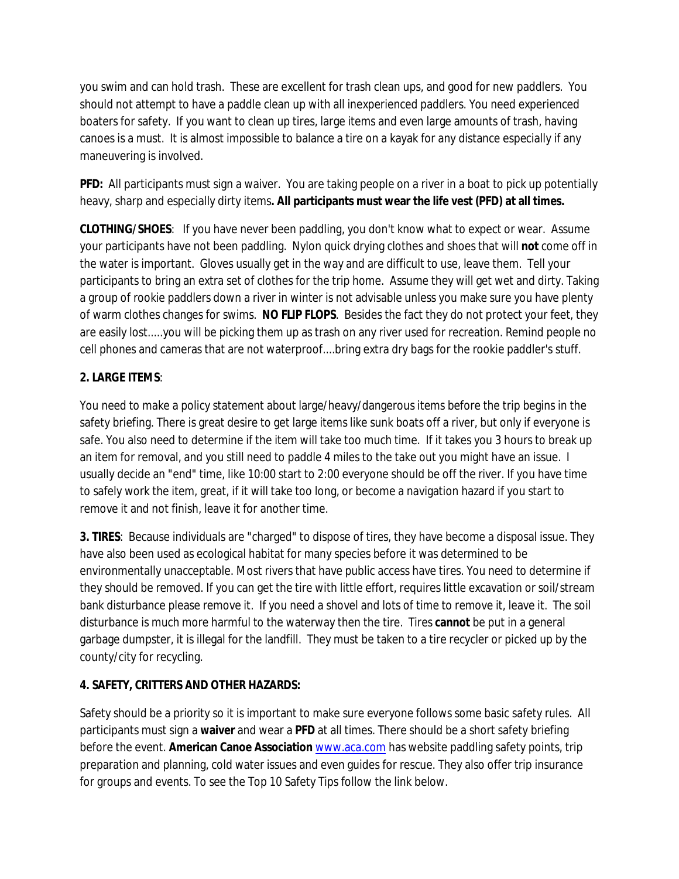you swim and can hold trash. These are excellent for trash clean ups, and good for new paddlers. You should not attempt to have a paddle clean up with all inexperienced paddlers. You need experienced boaters for safety. If you want to clean up tires, large items and even large amounts of trash, having canoes is a must. It is almost impossible to balance a tire on a kayak for any distance especially if any maneuvering is involved.

**PFD:** All participants must sign a waiver. You are taking people on a river in a boat to pick up potentially heavy, sharp and especially dirty items**. All participants must wear the life vest (PFD) at all times.**

**CLOTHING/SHOES**: If you have never been paddling, you don't know what to expect or wear. Assume your participants have not been paddling. Nylon quick drying clothes and shoes that will **not** come off in the water is important. Gloves usually get in the way and are difficult to use, leave them. Tell your participants to bring an extra set of clothes for the trip home. Assume they will get wet and dirty. Taking a group of rookie paddlers down a river in winter is not advisable unless you make sure you have plenty of warm clothes changes for swims. **NO FLIP FLOPS**. Besides the fact they do not protect your feet, they are easily lost.....you will be picking them up as trash on any river used for recreation. Remind people no cell phones and cameras that are not waterproof....bring extra dry bags for the rookie paddler's stuff.

**2. LARGE ITEMS**:

You need to make a policy statement about large/heavy/dangerous items before the trip begins in the safety briefing. There is great desire to get large items like sunk boats off a river, but only if everyone is safe. You also need to determine if the item will take too much time. If it takes you 3 hours to break up an item for removal, and you still need to paddle 4 miles to the take out you might have an issue. I usually decide an "end" time, like 10:00 start to 2:00 everyone should be off the river. If you have time to safely work the item, great, if it will take too long, or become a navigation hazard if you start to remove it and not finish, leave it for another time.

**3. TIRES**: Because individuals are "charged" to dispose of tires, they have become a disposal issue. They have also been used as ecological habitat for many species before it was determined to be environmentally unacceptable. Most rivers that have public access have tires. You need to determine if they should be removed. If you can get the tire with little effort, requires little excavation or soil/stream bank disturbance please remove it. If you need a shovel and lots of time to remove it, leave it. The soil disturbance is much more harmful to the waterway then the tire. Tires **cannot** be put in a general garbage dumpster, it is illegal for the landfill. They must be taken to a tire recycler or picked up by the county/city for recycling.

**4. SAFETY, CRITTERS AND OTHER HAZARDS:**

Safety should be a priority so it is important to make sure everyone follows some basic safety rules. All participants must sign a **waiver** and wear a **PFD** at all times. There should be a short safety briefing before the event. **American Canoe Association** [www.aca.com](www.aca.com) has website paddling safety points, trip preparation and planning, cold water issues and even guides for rescue. They also offer trip insurance for groups and events. To see the Top 10 Safety Tips follow the link below.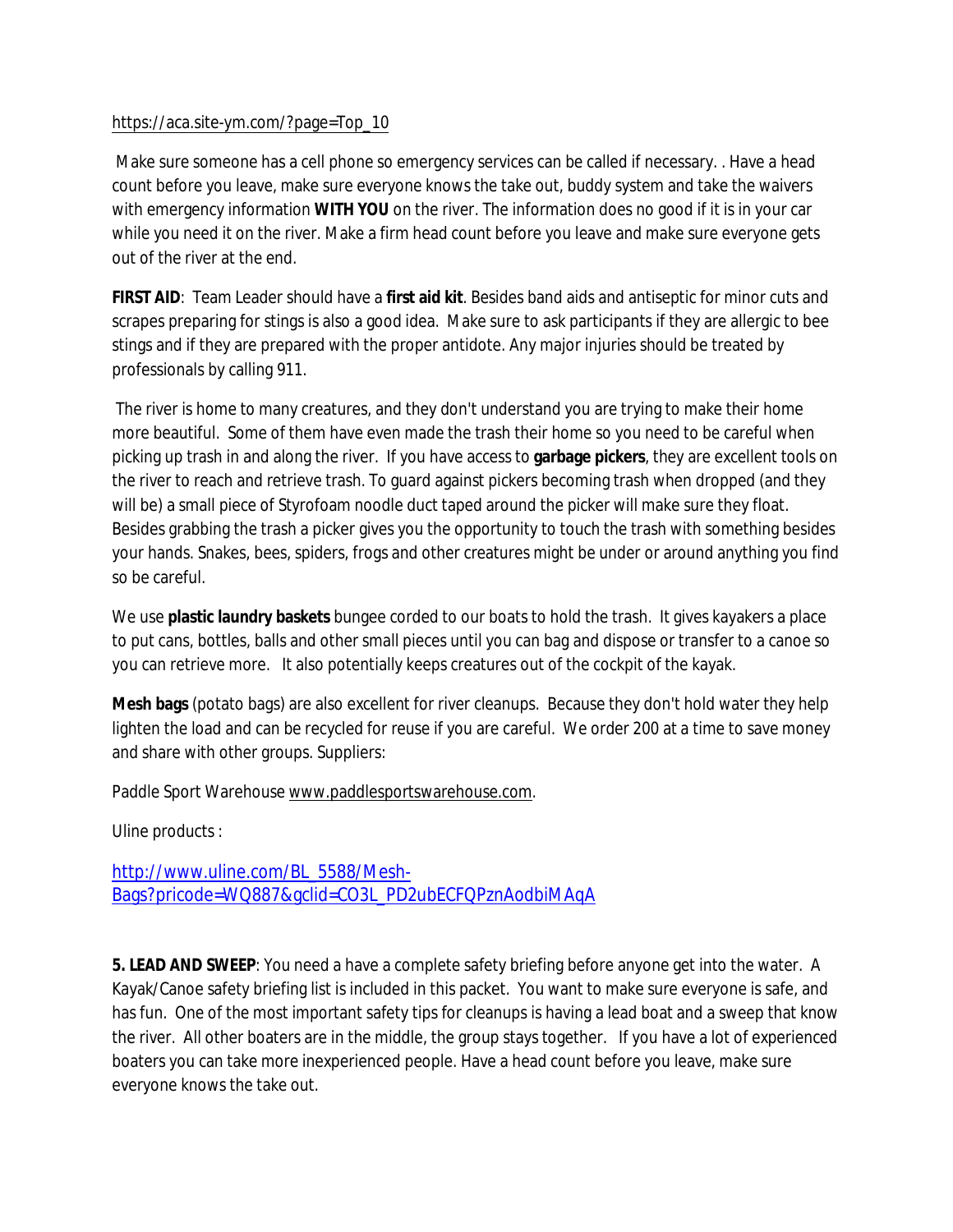https://aca.site-ym.com/?page=Top_10

Make sure someone has a cell phone so emergency services can be called if necessary. . Have a head count before you leave, make sure everyone knows the take out, buddy system and take the waivers with emergency information **WITH YOU** on the river. The information does no good if it is in your car while you need it on the river. Make a firm head count before you leave and make sure everyone gets out of the river at the end.

**FIRST AID**: Team Leader should have a **first aid kit**. Besides band aids and antiseptic for minor cuts and scrapes preparing for stings is also a good idea. Make sure to ask participants if they are allergic to bee stings and if they are prepared with the proper antidote. Any major injuries should be treated by professionals by calling 911.

The river is home to many creatures, and they don't understand you are trying to make their home more beautiful. Some of them have even made the trash their home so you need to be careful when picking up trash in and along the river. If you have access to **garbage pickers**, they are excellent tools on the river to reach and retrieve trash. To guard against pickers becoming trash when dropped (and they will be) a small piece of Styrofoam noodle duct taped around the picker will make sure they float. Besides grabbing the trash a picker gives you the opportunity to touch the trash with something besides your hands. Snakes, bees, spiders, frogs and other creatures might be under or around anything you find so be careful.

We use **plastic laundry baskets** bungee corded to our boats to hold the trash. It gives kayakers a place to put cans, bottles, balls and other small pieces until you can bag and dispose or transfer to a canoe so you can retrieve more. It also potentially keeps creatures out of the cockpit of the kayak.

**Mesh bags** (potato bags) are also excellent for river cleanups. Because they don't hold water they help lighten the load and can be recycled for reuse if you are careful. We order 200 at a time to save money and share with other groups. Suppliers:

Paddle Sport Warehouse www.paddlesportswarehouse.com.

Uline products :

http://www.uline.com/BL_5588/Mesh-Bags?pricode=WQ887&gclid=CO3L_PD2ubECFQPznAodbiMAqA

**5. LEAD AND SWEEP**: You need a have a complete safety briefing before anyone get into the water. A Kayak/Canoe safety briefing list is included in this packet. You want to make sure everyone is safe, and has fun. One of the most important safety tips for cleanups is having a lead boat and a sweep that know the river. All other boaters are in the middle, the group stays together. If you have a lot of experienced boaters you can take more inexperienced people. Have a head count before you leave, make sure everyone knows the take out.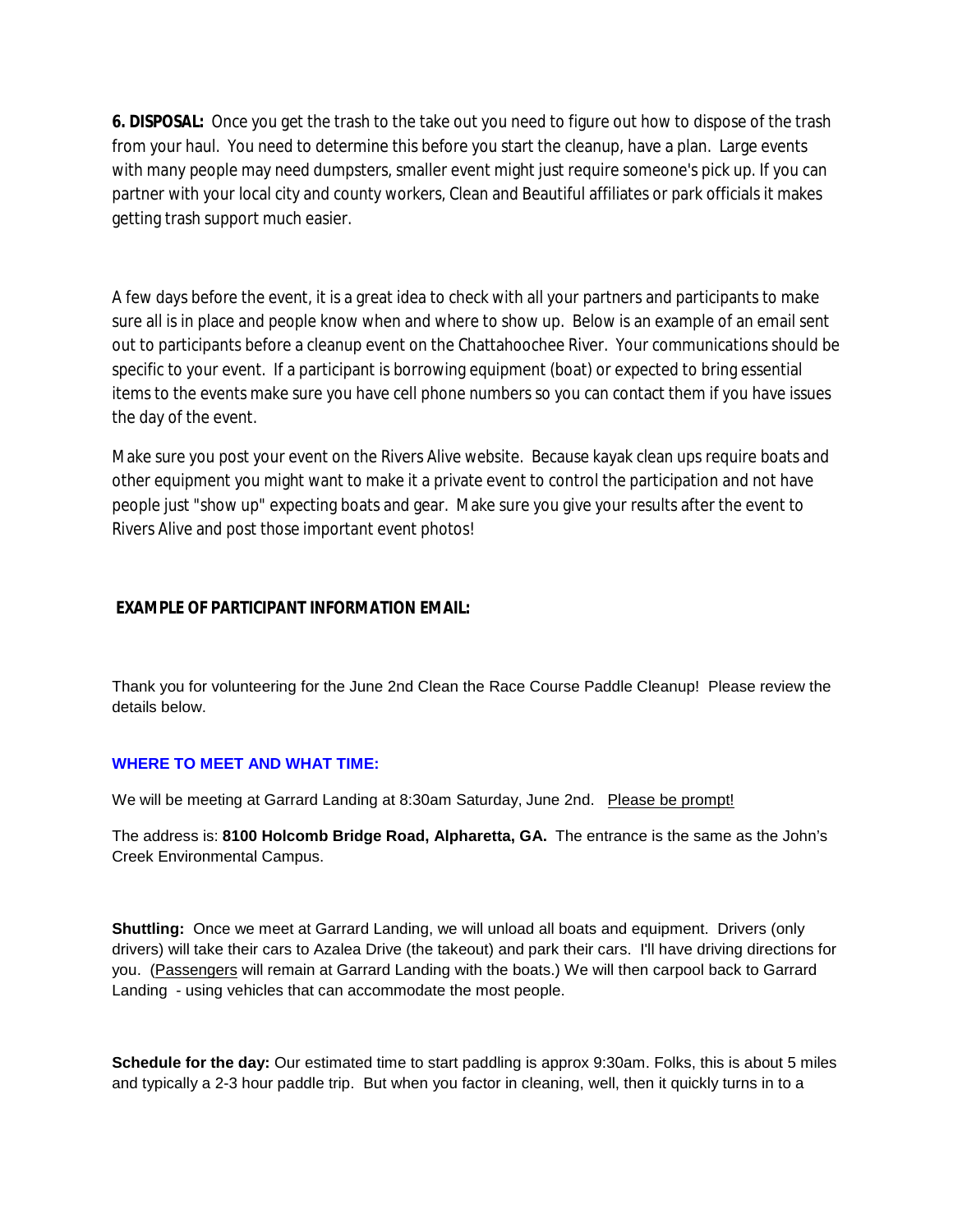**6. DISPOSAL:** Once you get the trash to the take out you need to figure out how to dispose of the trash from your haul. You need to determine this before you start the cleanup, have a plan. Large events with many people may need dumpsters, smaller event might just require someone's pick up. If you can partner with your local city and county workers, Clean and Beautiful affiliates or park officials it makes getting trash support much easier.

A few days before the event, it is a great idea to check with all your partners and participants to make sure all is in place and people know when and where to show up. Below is an example of an email sent out to participants before a cleanup event on the Chattahoochee River. Your communications should be specific to your event. If a participant is borrowing equipment (boat) or expected to bring essential items to the events make sure you have cell phone numbers so you can contact them if you have issues the day of the event.

Make sure you post your event on the Rivers Alive website. Because kayak clean ups require boats and other equipment you might want to make it a private event to control the participation and not have people just "show up" expecting boats and gear. Make sure you give your results after the event to Rivers Alive and post those important event photos!

**EXAMPLE OF PARTICIPANT INFORMATION EMAIL:**

Thank you for volunteering for the June 2nd Clean the Race Course Paddle Cleanup! Please review the details below.

**WHERE TO MEET AND WHAT TIME:**

We will be meeting at Garrard Landing at 8:30am Saturday, June 2nd. Please be prompt!

The address is: **8100 Holcomb Bridge Road, Alpharetta, GA.** The entrance is the same as the John's Creek Environmental Campus.

**Shuttling:** Once we meet at Garrard Landing, we will unload all boats and equipment. Drivers (only drivers) will take their cars to Azalea Drive (the takeout) and park their cars. I'll have driving directions for you. (Passengers will remain at Garrard Landing with the boats.) We will then carpool back to Garrard Landing - using vehicles that can accommodate the most people.

**Schedule for the day:** Our estimated time to start paddling is approx 9:30am. Folks, this is about 5 miles and typically a 2-3 hour paddle trip. But when you factor in cleaning, well, then it quickly turns in to a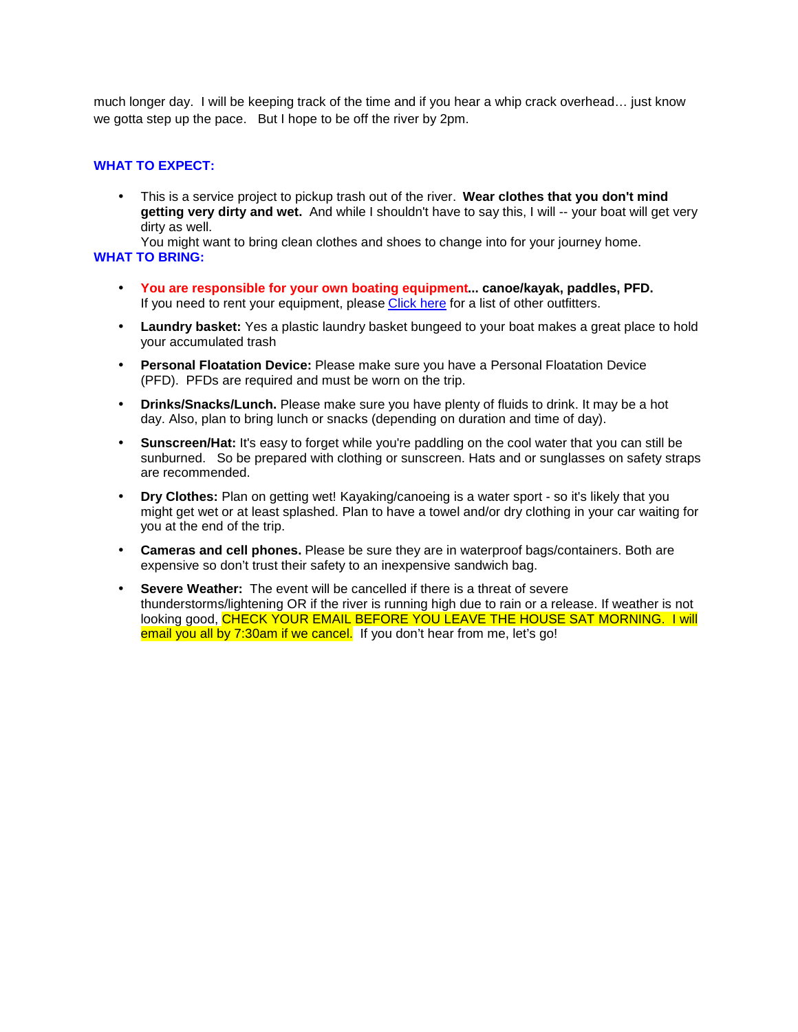much longer day. I will be keeping track of the time and if you hear a whip crack overhead… just know we gotta step up the pace. But I hope to be off the river by 2pm.

**WHAT TO EXPECT:**

- This is a service project to pickup trash out of the river. **Wear clothes that you don't mind getting very dirty and wet.** And while I shouldn't have to say this, I will -- your boat will get very dirty as well.
  You might want to bring clean clothes and shoes to change into for your journey home.

**WHAT TO BRING:**

- **You are responsible for your own boating equipment... canoe/kayak, paddles, PFD.**
  If you need to rent your equipment, please Click here for a list of other outfitters.
- **Laundry basket:** Yes a plastic laundry basket bungeed to your boat makes a great place to hold your accumulated trash
- **Personal Floatation Device:** Please make sure you have a Personal Floatation Device (PFD). PFDs are required and must be worn on the trip.
- **Drinks/Snacks/Lunch.** Please make sure you have plenty of fluids to drink. It may be a hot day. Also, plan to bring lunch or snacks (depending on duration and time of day).
- **Sunscreen/Hat:** It's easy to forget while you're paddling on the cool water that you can still be sunburned. So be prepared with clothing or sunscreen. Hats and or sunglasses on safety straps are recommended.
- **Dry Clothes:** Plan on getting wet! Kayaking/canoeing is a water sport - so it's likely that you might get wet or at least splashed. Plan to have a towel and/or dry clothing in your car waiting for you at the end of the trip.
- **Cameras and cell phones.** Please be sure they are in waterproof bags/containers. Both are expensive so don't trust their safety to an inexpensive sandwich bag.
- **Severe Weather:** The event will be cancelled if there is a threat of severe thunderstorms/lightening OR if the river is running high due to rain or a release. If weather is not looking good, CHECK YOUR EMAIL BEFORE YOU LEAVE THE HOUSE SAT MORNING. I will email you all by 7:30am if we cancel. If you don't hear from me, let's go!